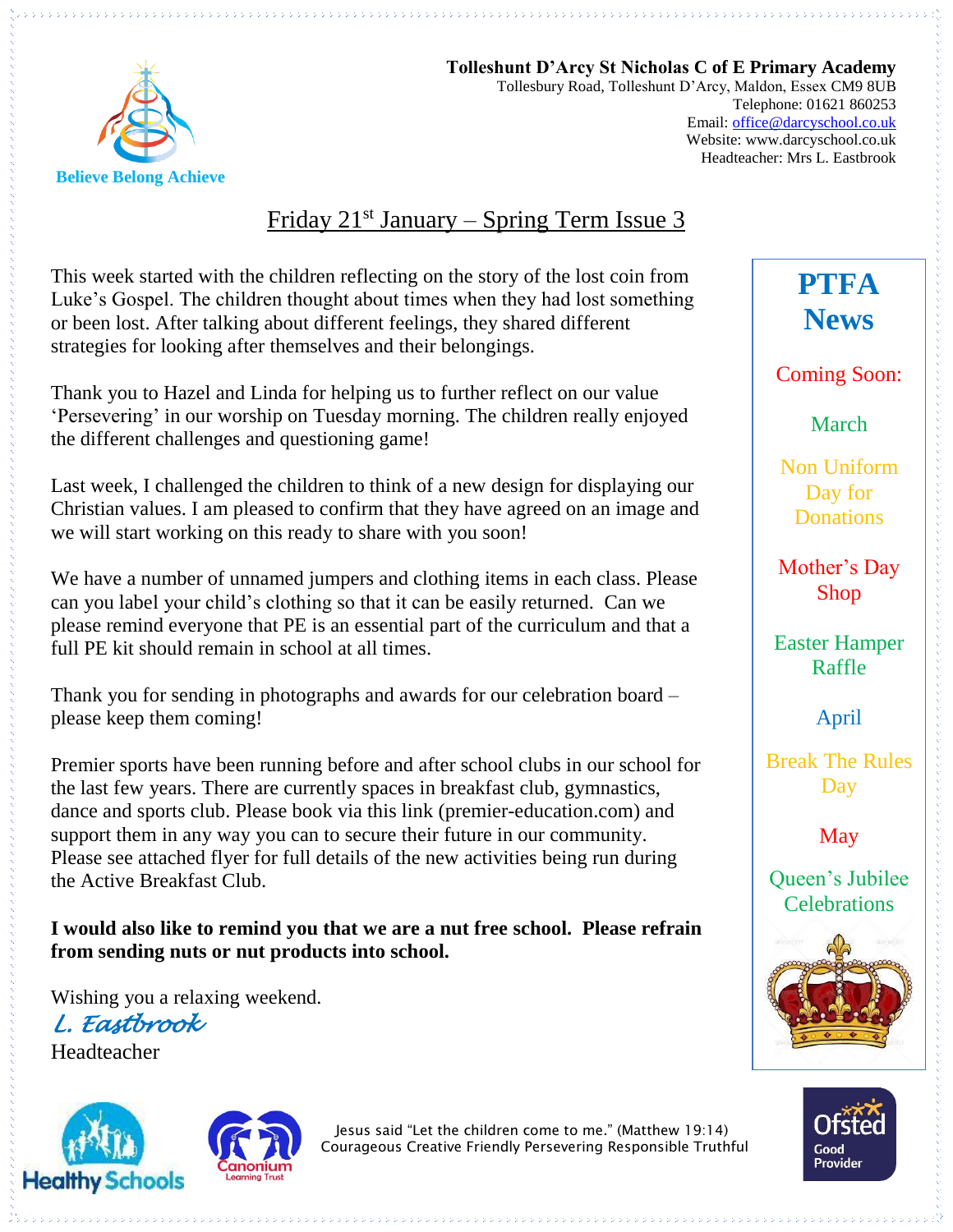**Tolleshunt D'Arcy St Nicholas C of E Primary Academy**
Tollesbury Road, Tolleshunt D'Arcy, Maldon, Essex CM9 8UB
Telephone: 01621 860253
Email: office@darcyschool.co.uk
Website: www.darcyschool.co.uk
Headteacher: Mrs L. Eastbrook

Believe Belong Achieve

# Friday 21st January – Spring Term Issue 3

This week started with the children reflecting on the story of the lost coin from Luke's Gospel. The children thought about times when they had lost something or been lost. After talking about different feelings, they shared different strategies for looking after themselves and their belongings.

Thank you to Hazel and Linda for helping us to further reflect on our value 'Persevering' in our worship on Tuesday morning. The children really enjoyed the different challenges and questioning game!

Last week, I challenged the children to think of a new design for displaying our Christian values. I am pleased to confirm that they have agreed on an image and we will start working on this ready to share with you soon!

We have a number of unnamed jumpers and clothing items in each class. Please can you label your child's clothing so that it can be easily returned. Can we please remind everyone that PE is an essential part of the curriculum and that a full PE kit should remain in school at all times.

Thank you for sending in photographs and awards for our celebration board – please keep them coming!

Premier sports have been running before and after school clubs in our school for the last few years. There are currently spaces in breakfast club, gymnastics, dance and sports club. Please book via this link (premier-education.com) and support them in any way you can to secure their future in our community. Please see attached flyer for full details of the new activities being run during the Active Breakfast Club.

**I would also like to remind you that we are a nut free school. Please refrain from sending nuts or nut products into school.**

Wishing you a relaxing weekend.

*L. Eastbrook*

Headteacher

## PTFA News

Coming Soon:

**March**

- Non Uniform Day for Donations
- Mother's Day Shop
- Easter Hamper Raffle

**April**

- Break The Rules Day

**May**

- Queen's Jubilee Celebrations

Jesus said "Let the children come to me." (Matthew 19:14)
Courageous Creative Friendly Persevering Responsible Truthful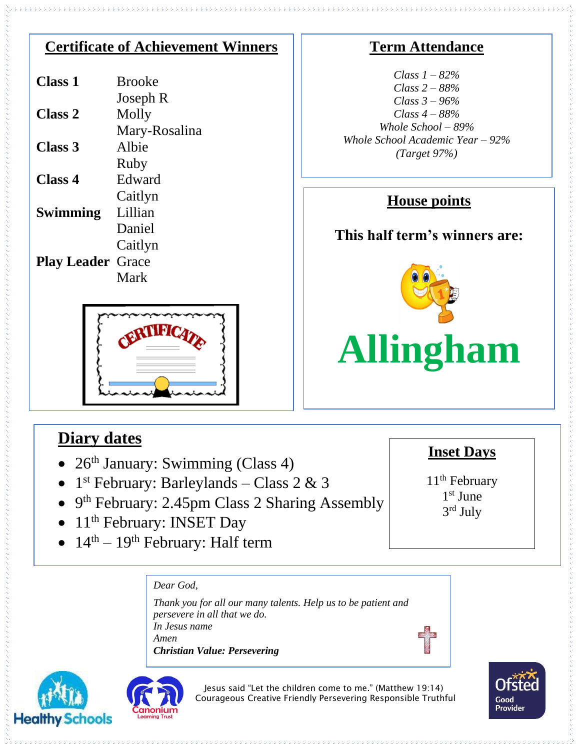## Certificate of Achievement Winners

| | |
|---|---|
| **Class 1** | Brooke |
| | Joseph R |
| **Class 2** | Molly |
| | Mary-Rosalina |
| **Class 3** | Albie |
| | Ruby |
| **Class 4** | Edward |
| | Caitlyn |
| **Swimming** | Lillian |
| | Daniel |
| | Caitlyn |
| **Play Leader** | Grace |
| | Mark |

## Term Attendance

*Class 1 – 82%*
*Class 2 – 88%*
*Class 3 – 96%*
*Class 4 – 88%*
*Whole School – 89%*
*Whole School Academic Year – 92%*
*(Target 97%)*

## House points

**This half term's winners are:**

**Allingham**

## Diary dates

- 26th January: Swimming (Class 4)
- 1st February: Barleylands – Class 2 & 3
- 9th February: 2.45pm Class 2 Sharing Assembly
- 11th February: INSET Day
- 14th – 19th February: Half term

### Inset Days

11th February
1st June
3rd July

*Dear God,*

*Thank you for all our many talents. Help us to be patient and persevere in all that we do.*
*In Jesus name*
*Amen*
***Christian Value: Persevering***

Jesus said "Let the children come to me." (Matthew 19:14)
Courageous Creative Friendly Persevering Responsible Truthful